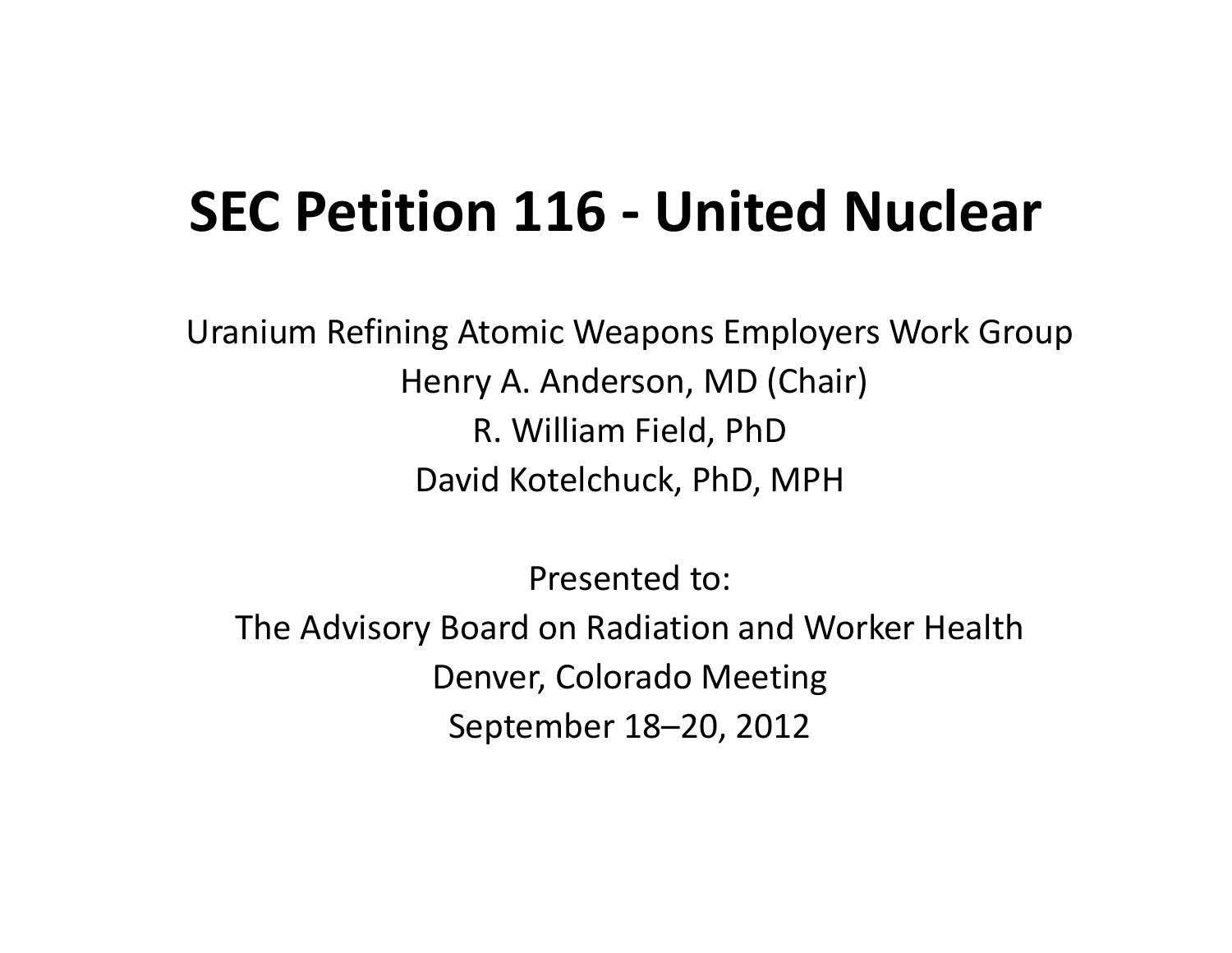# SEC Petition 116 - United Nuclear

Uranium Refining Atomic Weapons Employers Work Group

Henry A. Anderson, MD (Chair)

R. William Field, PhD

David Kotelchuck, PhD, MPH

Presented to:

The Advisory Board on Radiation and Worker Health

Denver, Colorado Meeting

September 18–20, 2012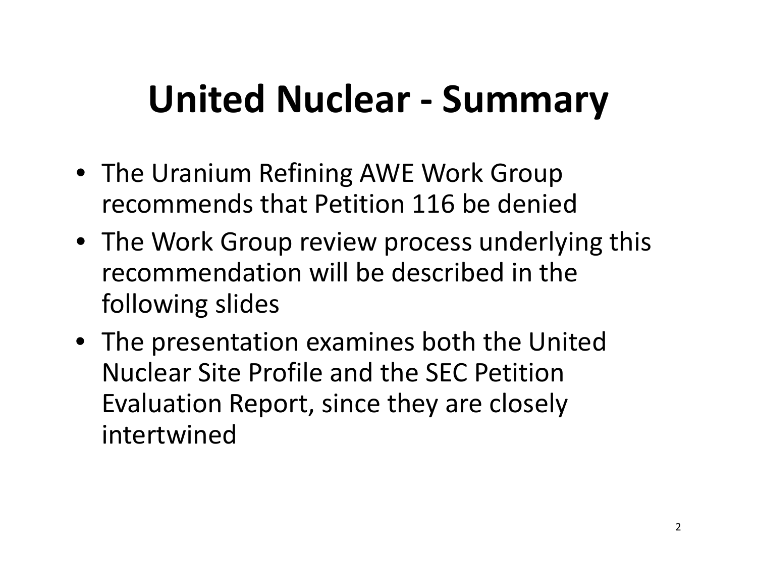# United Nuclear - Summary

- The Uranium Refining AWE Work Group recommends that Petition 116 be denied
- The Work Group review process underlying this recommendation will be described in the following slides
- The presentation examines both the United Nuclear Site Profile and the SEC Petition Evaluation Report, since they are closely intertwined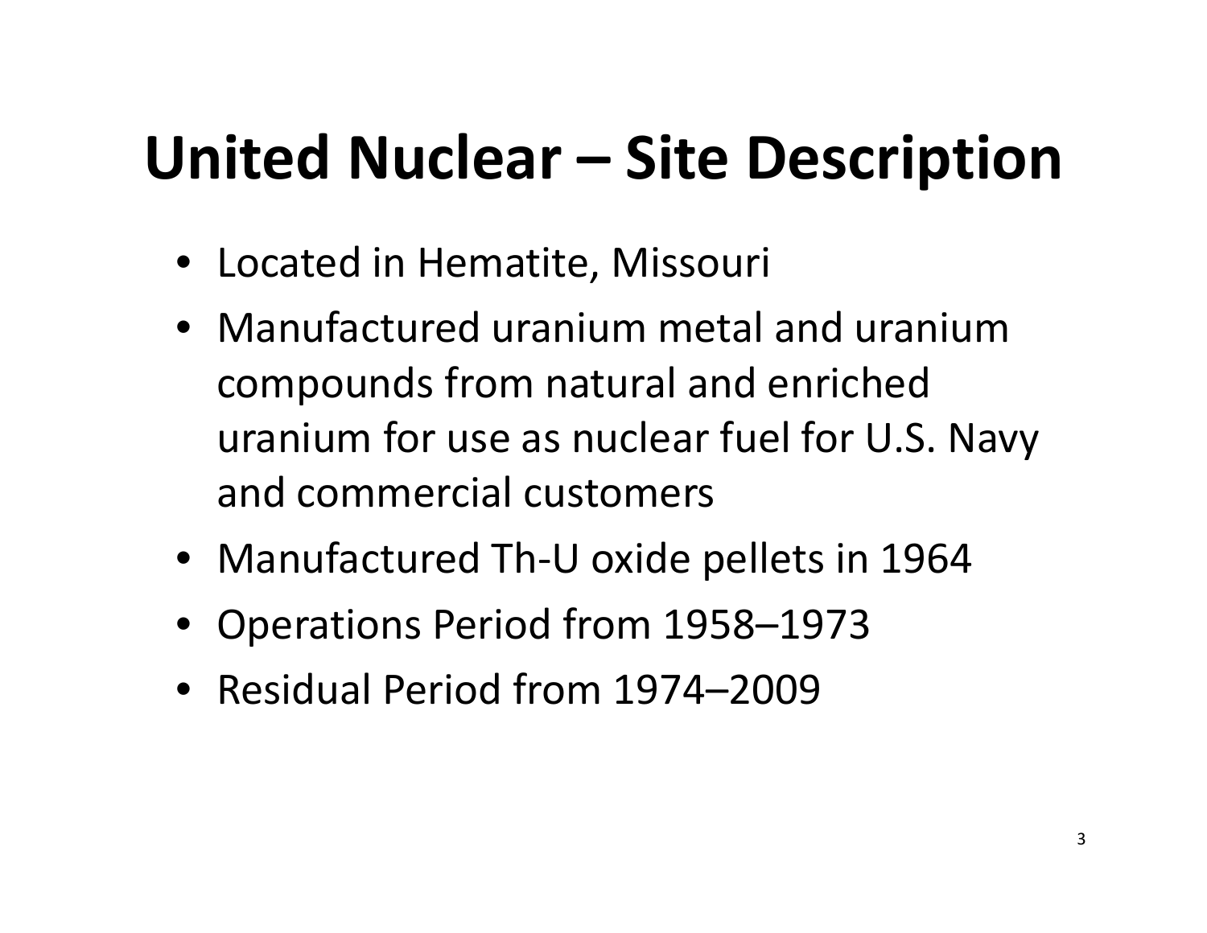# United Nuclear – Site Description

- Located in Hematite, Missouri
- Manufactured uranium metal and uranium compounds from natural and enriched uranium for use as nuclear fuel for U.S. Navy and commercial customers
- Manufactured Th-U oxide pellets in 1964
- Operations Period from 1958–1973
- Residual Period from 1974–2009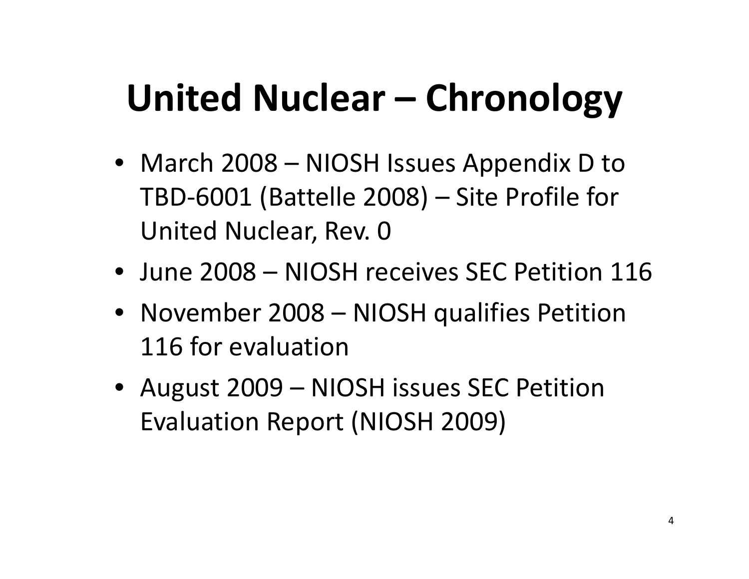# United Nuclear – Chronology

- March 2008 – NIOSH Issues Appendix D to TBD-6001 (Battelle 2008) – Site Profile for United Nuclear, Rev. 0
- June 2008 – NIOSH receives SEC Petition 116
- November 2008 – NIOSH qualifies Petition 116 for evaluation
- August 2009 – NIOSH issues SEC Petition Evaluation Report (NIOSH 2009)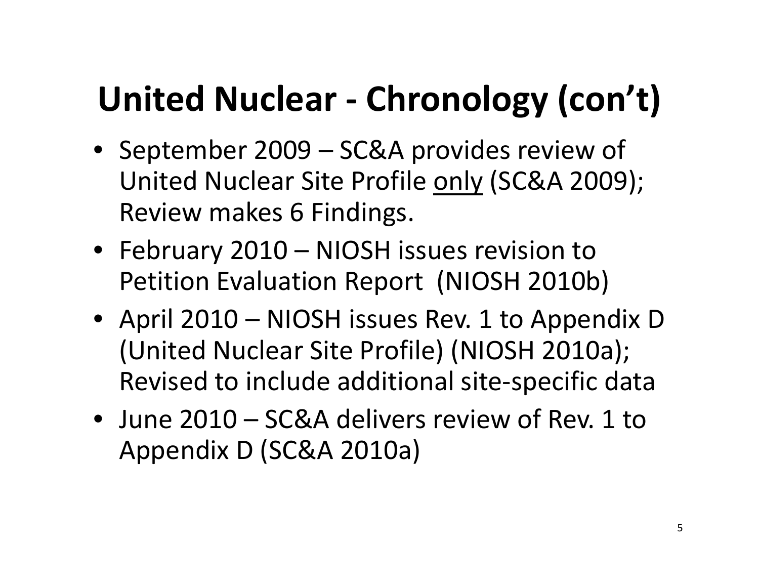# United Nuclear - Chronology (con't)

- September 2009 – SC&A provides review of United Nuclear Site Profile <u>only</u> (SC&A 2009); Review makes 6 Findings.
- February 2010 – NIOSH issues revision to Petition Evaluation Report (NIOSH 2010b)
- April 2010 – NIOSH issues Rev. 1 to Appendix D (United Nuclear Site Profile) (NIOSH 2010a); Revised to include additional site-specific data
- June 2010 – SC&A delivers review of Rev. 1 to Appendix D (SC&A 2010a)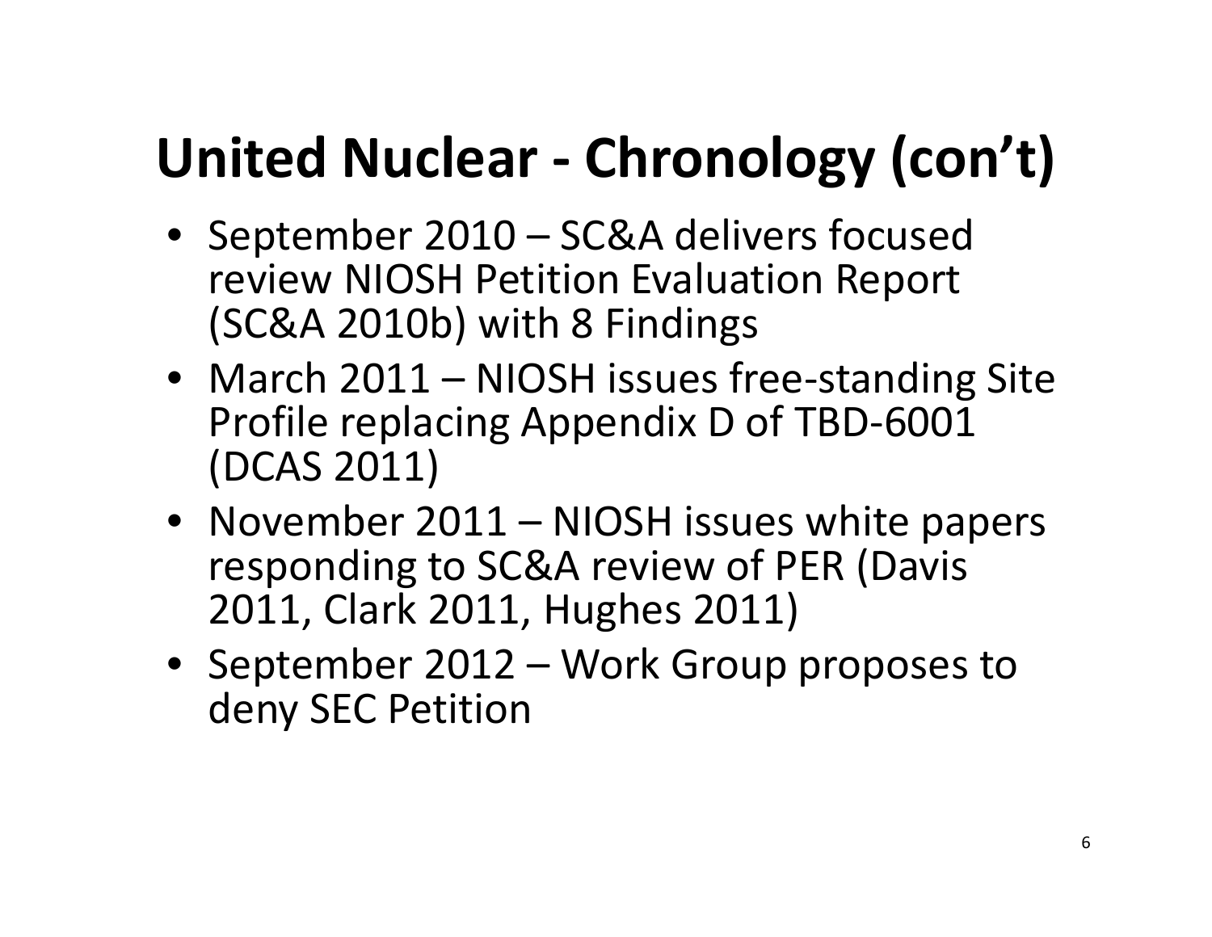# United Nuclear - Chronology (con't)

- September 2010 – SC&A delivers focused review NIOSH Petition Evaluation Report (SC&A 2010b) with 8 Findings
- March 2011 – NIOSH issues free-standing Site Profile replacing Appendix D of TBD-6001 (DCAS 2011)
- November 2011 – NIOSH issues white papers responding to SC&A review of PER (Davis 2011, Clark 2011, Hughes 2011)
- September 2012 – Work Group proposes to deny SEC Petition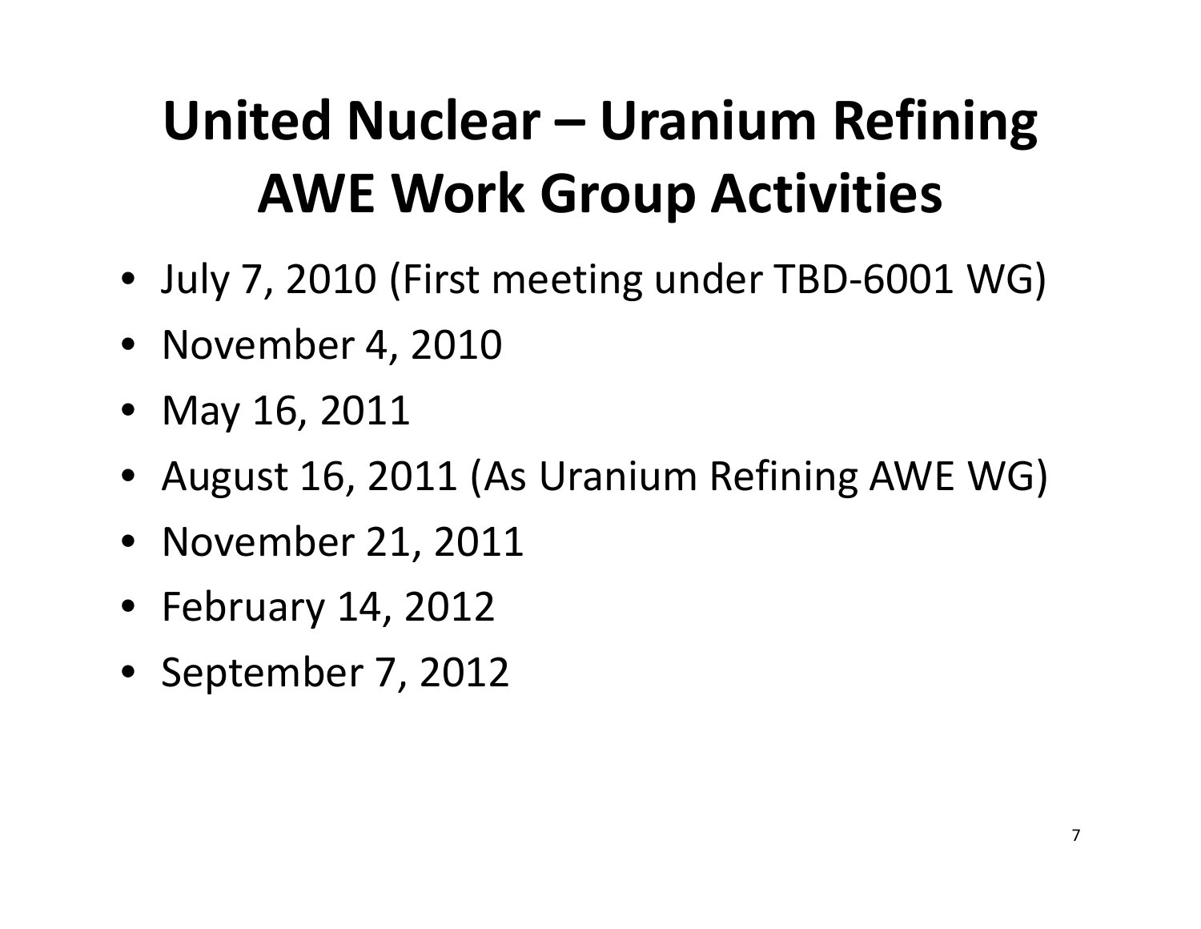# United Nuclear – Uranium Refining AWE Work Group Activities

- July 7, 2010 (First meeting under TBD-6001 WG)
- November 4, 2010
- May 16, 2011
- August 16, 2011 (As Uranium Refining AWE WG)
- November 21, 2011
- February 14, 2012
- September 7, 2012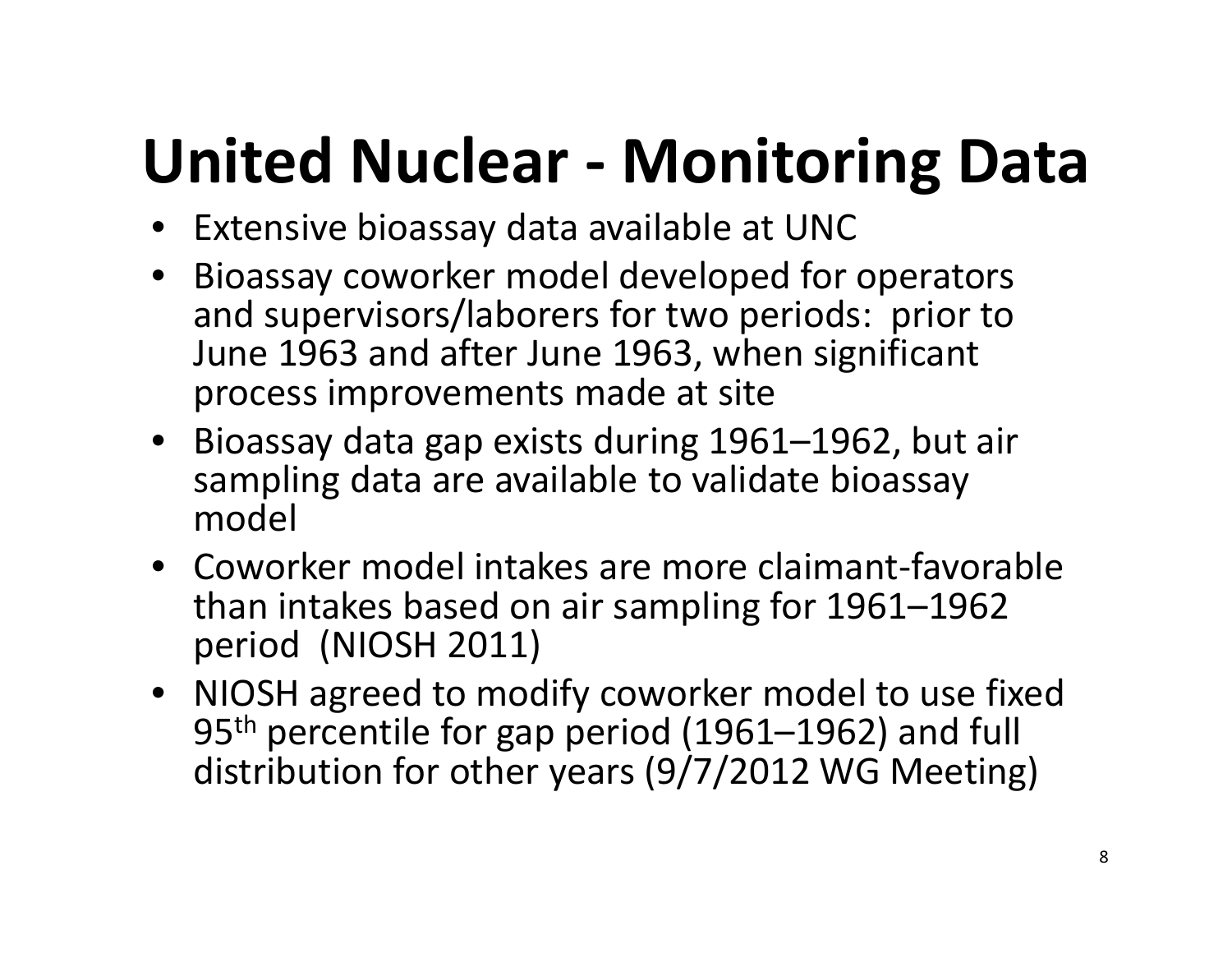# United Nuclear - Monitoring Data

- Extensive bioassay data available at UNC
- Bioassay coworker model developed for operators and supervisors/laborers for two periods: prior to June 1963 and after June 1963, when significant process improvements made at site
- Bioassay data gap exists during 1961–1962, but air sampling data are available to validate bioassay model
- Coworker model intakes are more claimant-favorable than intakes based on air sampling for 1961–1962 period (NIOSH 2011)
- NIOSH agreed to modify coworker model to use fixed 95$^{th}$ percentile for gap period (1961–1962) and full distribution for other years (9/7/2012 WG Meeting)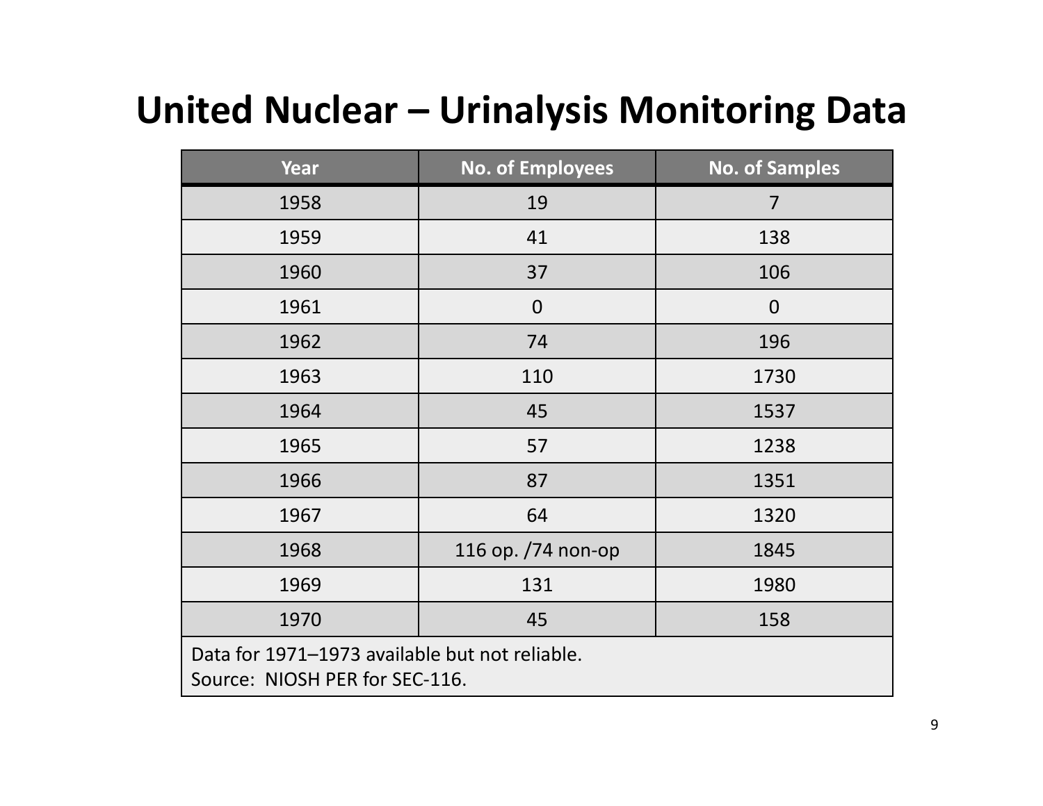# United Nuclear – Urinalysis Monitoring Data

| Year | No. of Employees | No. of Samples |
|---|---|---|
| 1958 | 19 | 7 |
| 1959 | 41 | 138 |
| 1960 | 37 | 106 |
| 1961 | 0 | 0 |
| 1962 | 74 | 196 |
| 1963 | 110 | 1730 |
| 1964 | 45 | 1537 |
| 1965 | 57 | 1238 |
| 1966 | 87 | 1351 |
| 1967 | 64 | 1320 |
| 1968 | 116 op. /74 non-op | 1845 |
| 1969 | 131 | 1980 |
| 1970 | 45 | 158 |

Data for 1971–1973 available but not reliable.
Source: NIOSH PER for SEC-116.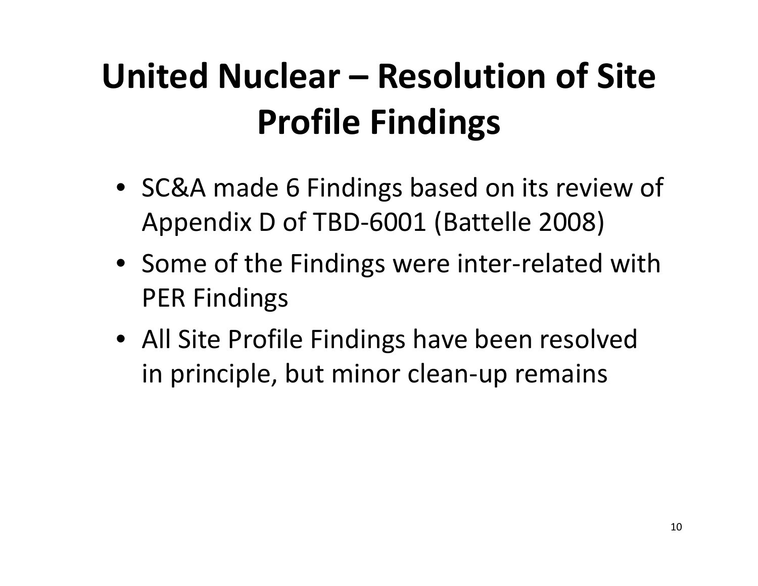# United Nuclear – Resolution of Site Profile Findings

- SC&A made 6 Findings based on its review of Appendix D of TBD-6001 (Battelle 2008)
- Some of the Findings were inter-related with PER Findings
- All Site Profile Findings have been resolved in principle, but minor clean-up remains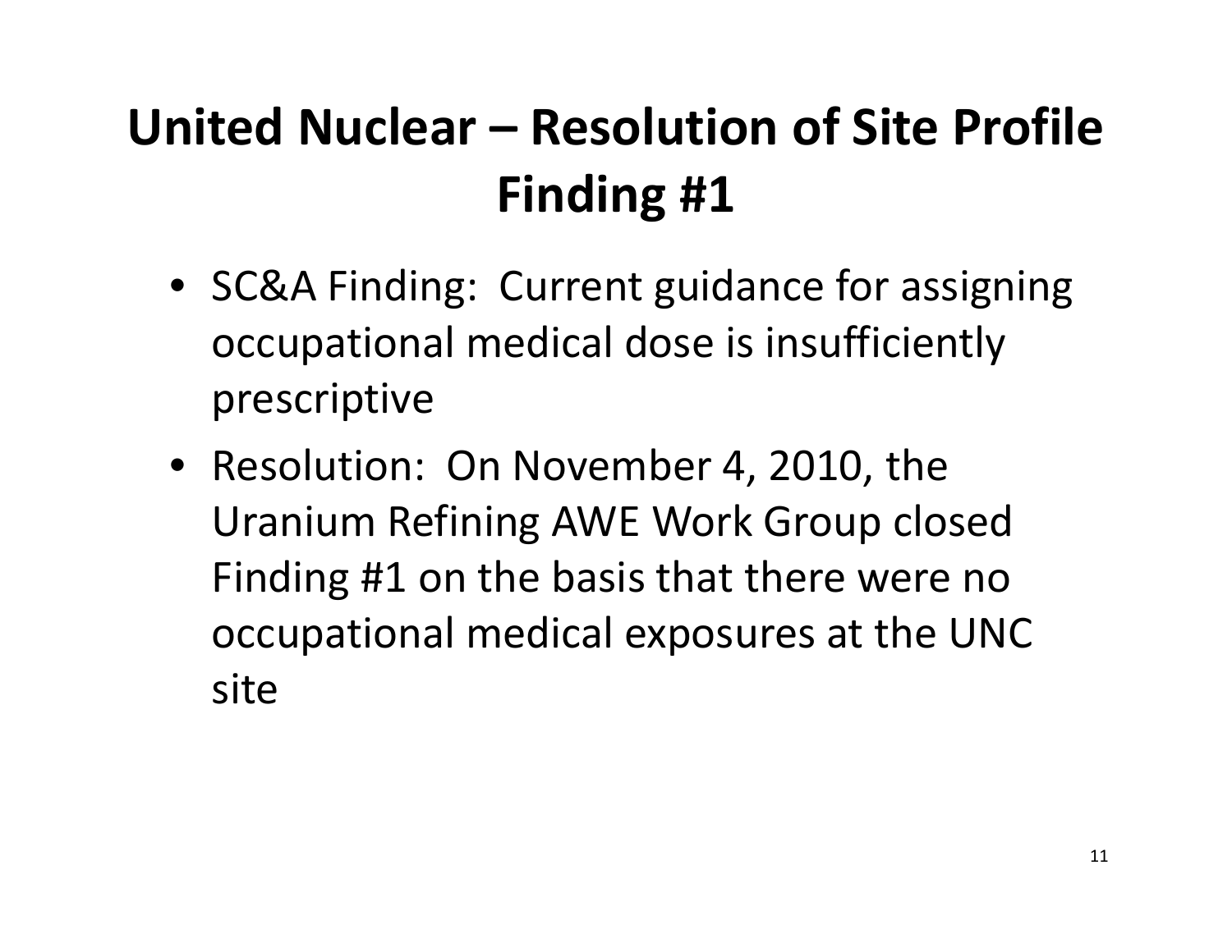# United Nuclear – Resolution of Site Profile Finding #1

- SC&A Finding: Current guidance for assigning occupational medical dose is insufficiently prescriptive
- Resolution: On November 4, 2010, the Uranium Refining AWE Work Group closed Finding #1 on the basis that there were no occupational medical exposures at the UNC site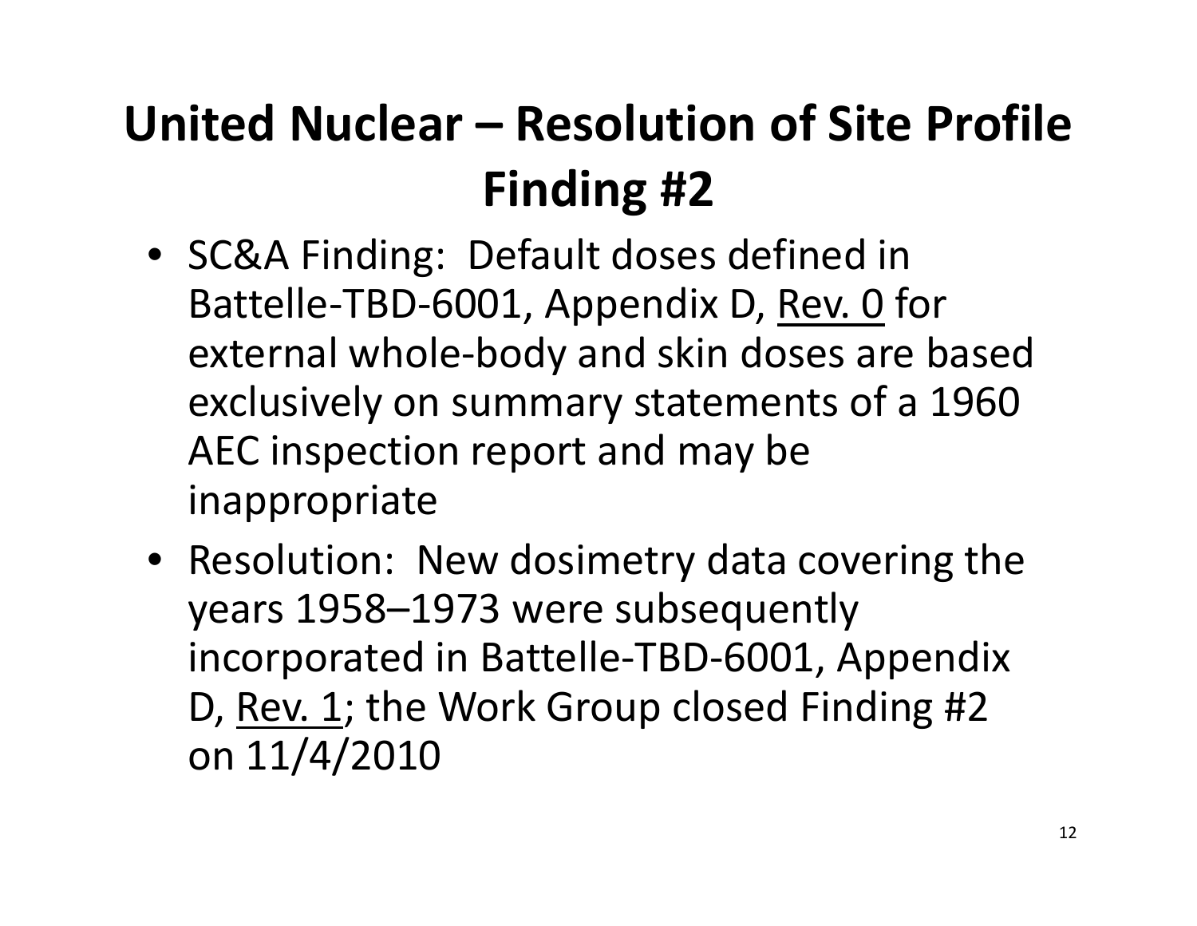# United Nuclear – Resolution of Site Profile Finding #2

- SC&A Finding: Default doses defined in Battelle-TBD-6001, Appendix D, <u>Rev. 0</u> for external whole-body and skin doses are based exclusively on summary statements of a 1960 AEC inspection report and may be inappropriate
- Resolution: New dosimetry data covering the years 1958–1973 were subsequently incorporated in Battelle-TBD-6001, Appendix D, <u>Rev. 1</u>; the Work Group closed Finding #2 on 11/4/2010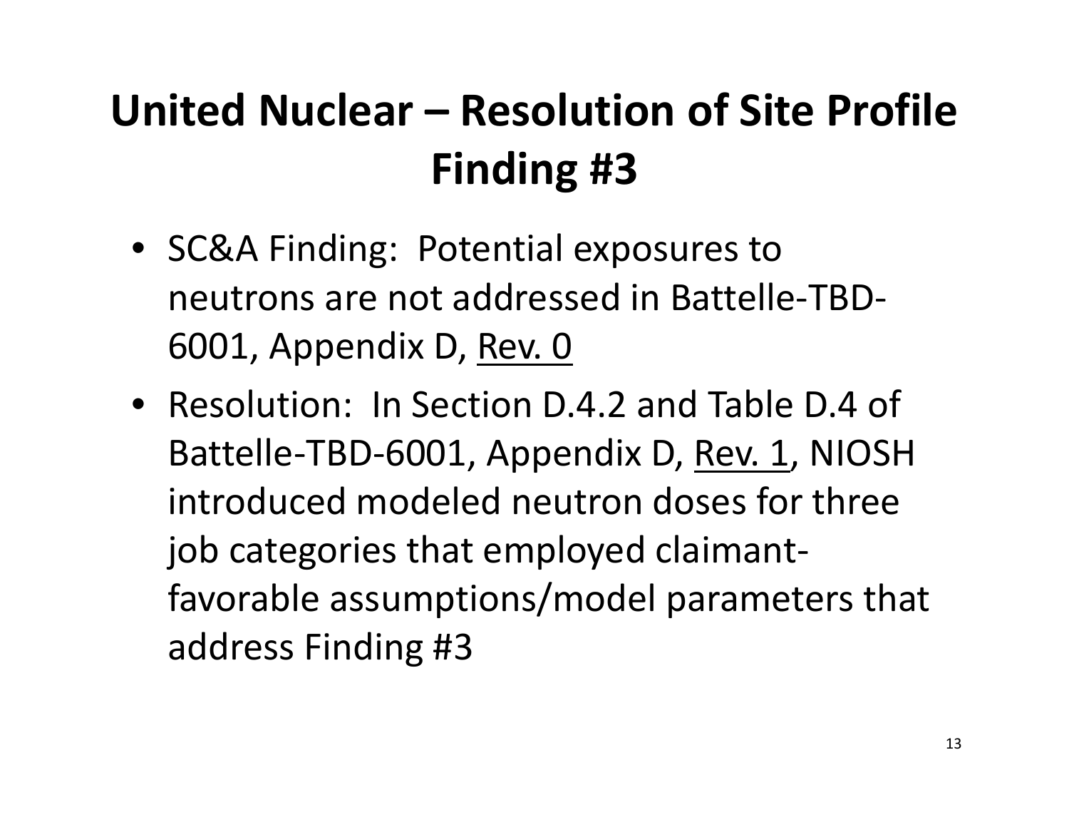# United Nuclear – Resolution of Site Profile Finding #3

- SC&A Finding: Potential exposures to neutrons are not addressed in Battelle-TBD-6001, Appendix D, <u>Rev. 0</u>
- Resolution: In Section D.4.2 and Table D.4 of Battelle-TBD-6001, Appendix D, <u>Rev. 1</u>, NIOSH introduced modeled neutron doses for three job categories that employed claimant-favorable assumptions/model parameters that address Finding #3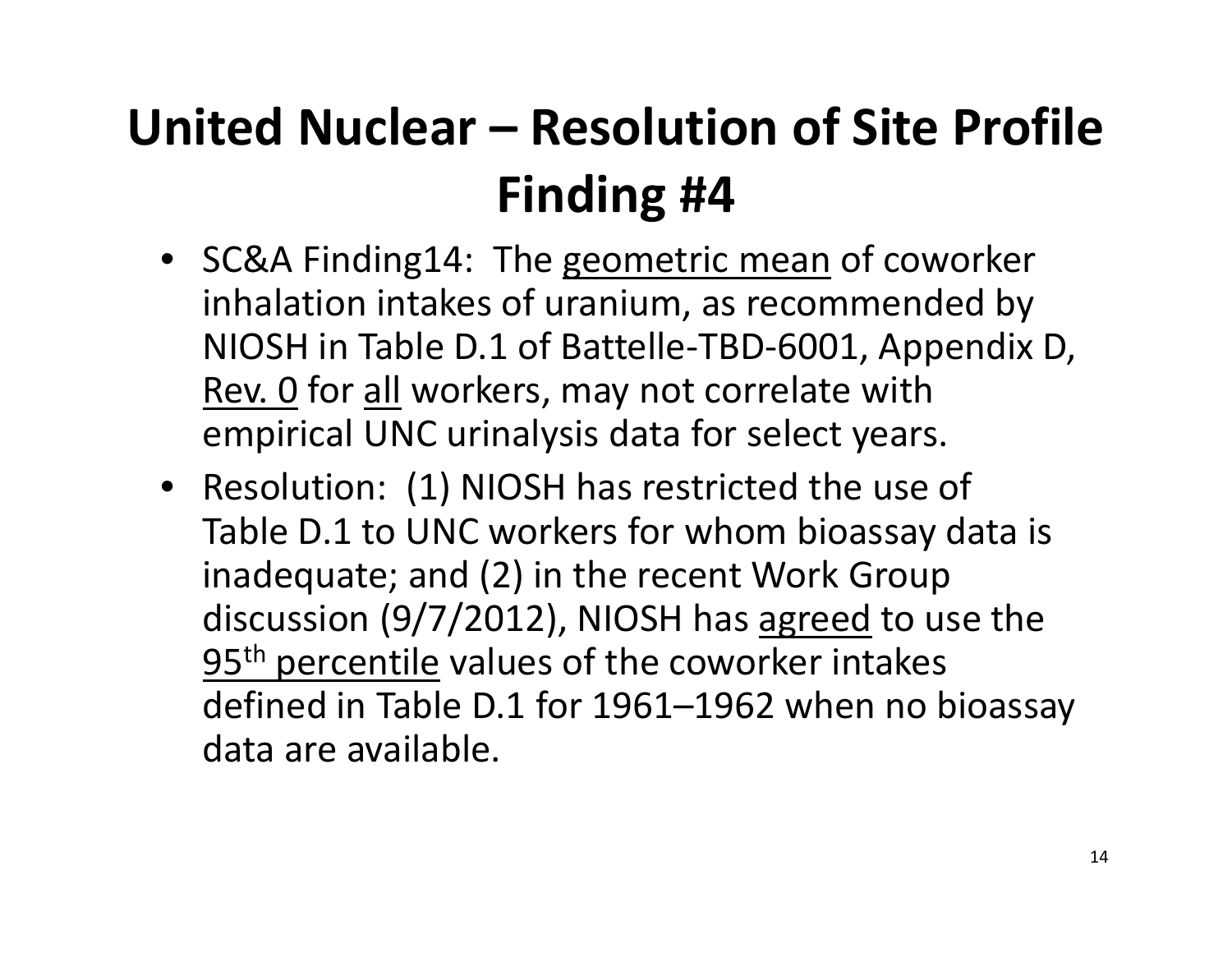# United Nuclear – Resolution of Site Profile Finding #4

- SC&A Finding14: The <u>geometric mean</u> of coworker inhalation intakes of uranium, as recommended by NIOSH in Table D.1 of Battelle-TBD-6001, Appendix D, <u>Rev. 0</u> for <u>all</u> workers, may not correlate with empirical UNC urinalysis data for select years.
- Resolution: (1) NIOSH has restricted the use of Table D.1 to UNC workers for whom bioassay data is inadequate; and (2) in the recent Work Group discussion (9/7/2012), NIOSH has <u>agreed</u> to use the <u>95th percentile</u> values of the coworker intakes defined in Table D.1 for 1961–1962 when no bioassay data are available.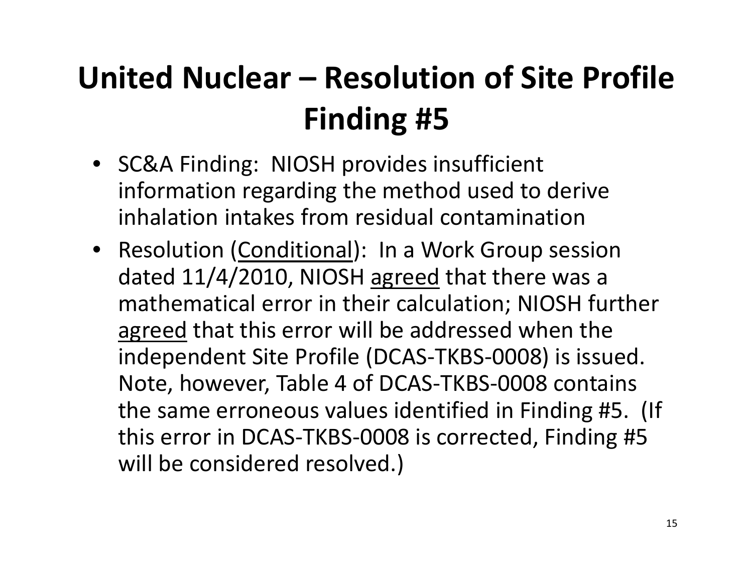# United Nuclear – Resolution of Site Profile Finding #5

- SC&A Finding: NIOSH provides insufficient information regarding the method used to derive inhalation intakes from residual contamination
- Resolution (<u>Conditional</u>): In a Work Group session dated 11/4/2010, NIOSH <u>agreed</u> that there was a mathematical error in their calculation; NIOSH further <u>agreed</u> that this error will be addressed when the independent Site Profile (DCAS-TKBS-0008) is issued. Note, however, Table 4 of DCAS-TKBS-0008 contains the same erroneous values identified in Finding #5. (If this error in DCAS-TKBS-0008 is corrected, Finding #5 will be considered resolved.)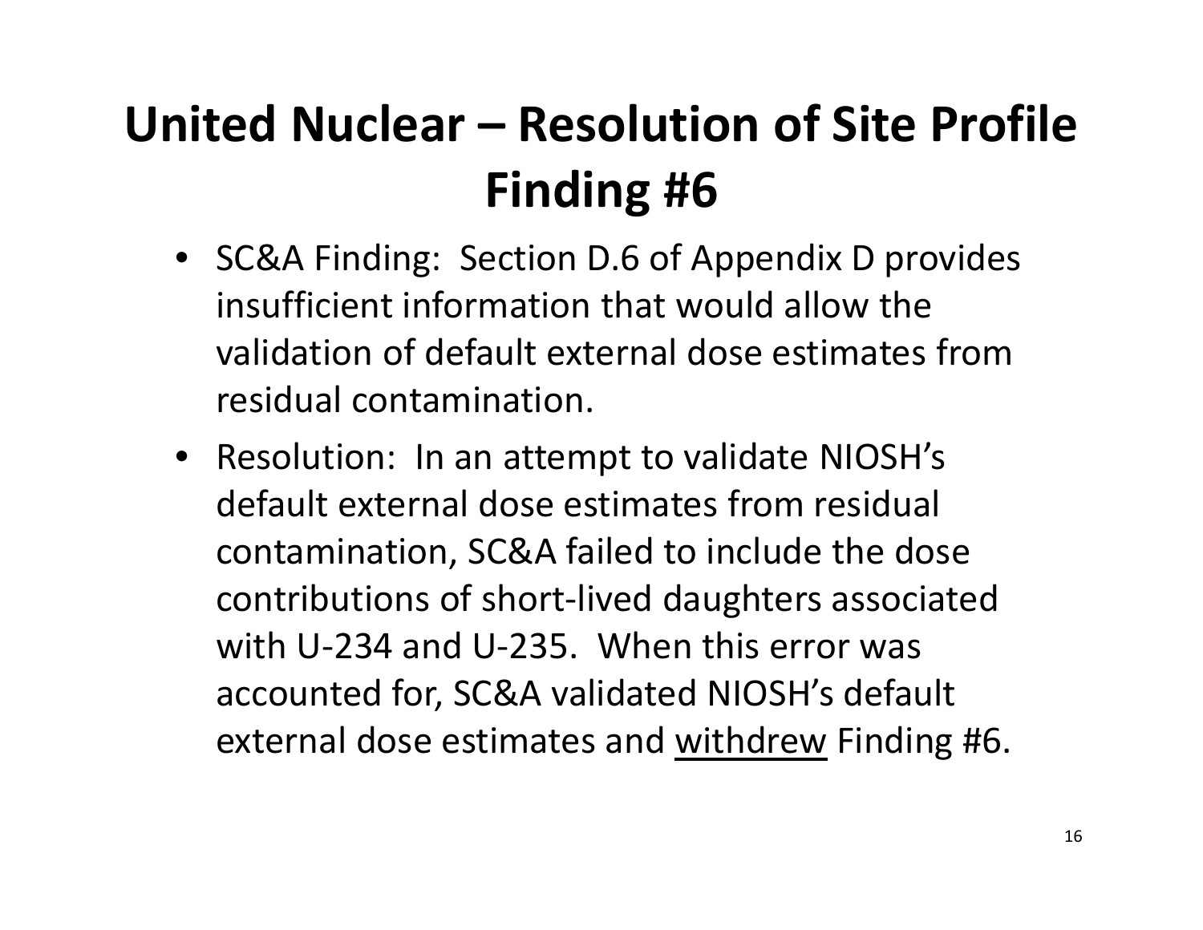# United Nuclear – Resolution of Site Profile Finding #6

- SC&A Finding: Section D.6 of Appendix D provides insufficient information that would allow the validation of default external dose estimates from residual contamination.
- Resolution: In an attempt to validate NIOSH's default external dose estimates from residual contamination, SC&A failed to include the dose contributions of short-lived daughters associated with U-234 and U-235. When this error was accounted for, SC&A validated NIOSH's default external dose estimates and <u>withdrew</u> Finding #6.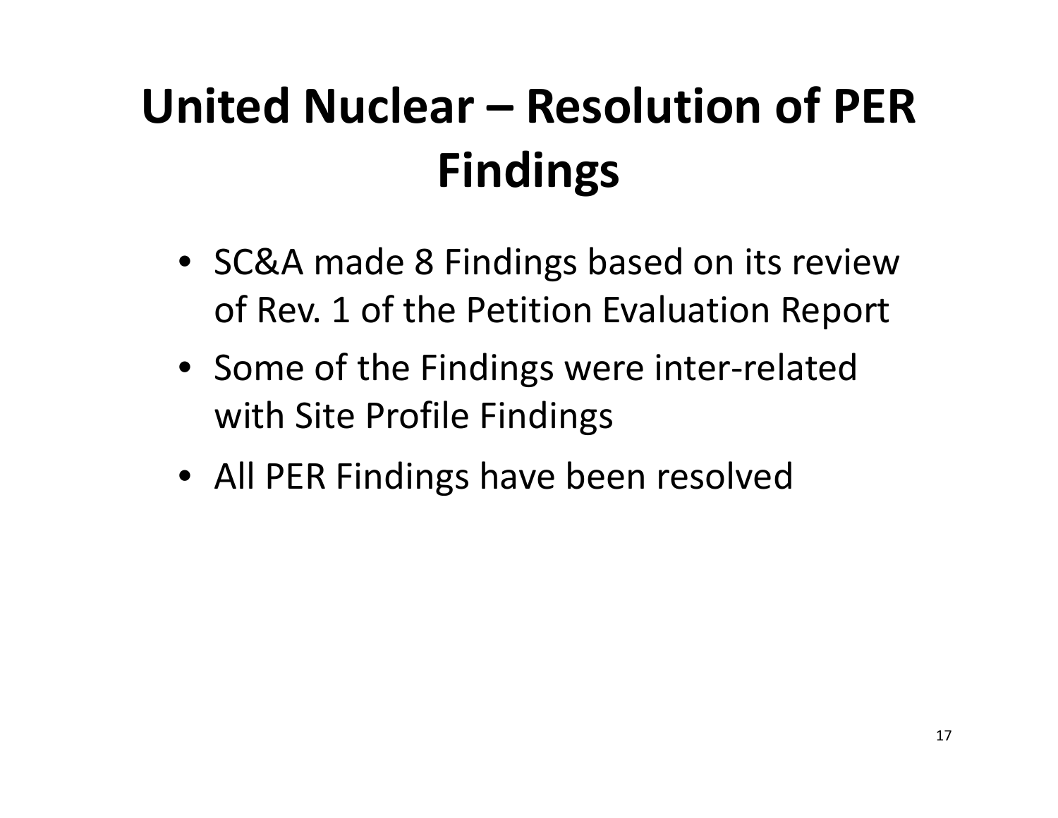# United Nuclear – Resolution of PER Findings

- SC&A made 8 Findings based on its review of Rev. 1 of the Petition Evaluation Report
- Some of the Findings were inter-related with Site Profile Findings
- All PER Findings have been resolved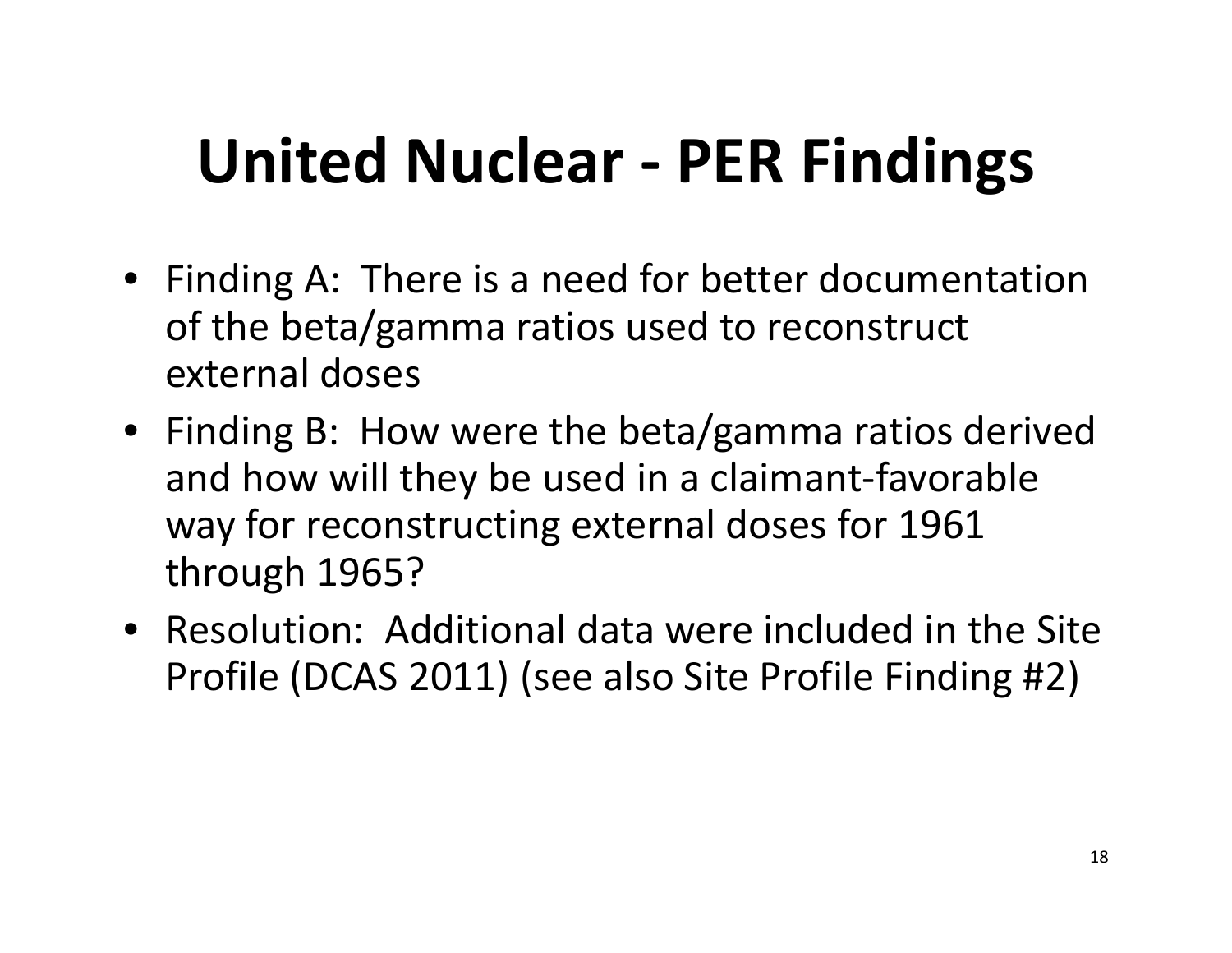# United Nuclear - PER Findings

- Finding A: There is a need for better documentation of the beta/gamma ratios used to reconstruct external doses
- Finding B: How were the beta/gamma ratios derived and how will they be used in a claimant-favorable way for reconstructing external doses for 1961 through 1965?
- Resolution: Additional data were included in the Site Profile (DCAS 2011) (see also Site Profile Finding #2)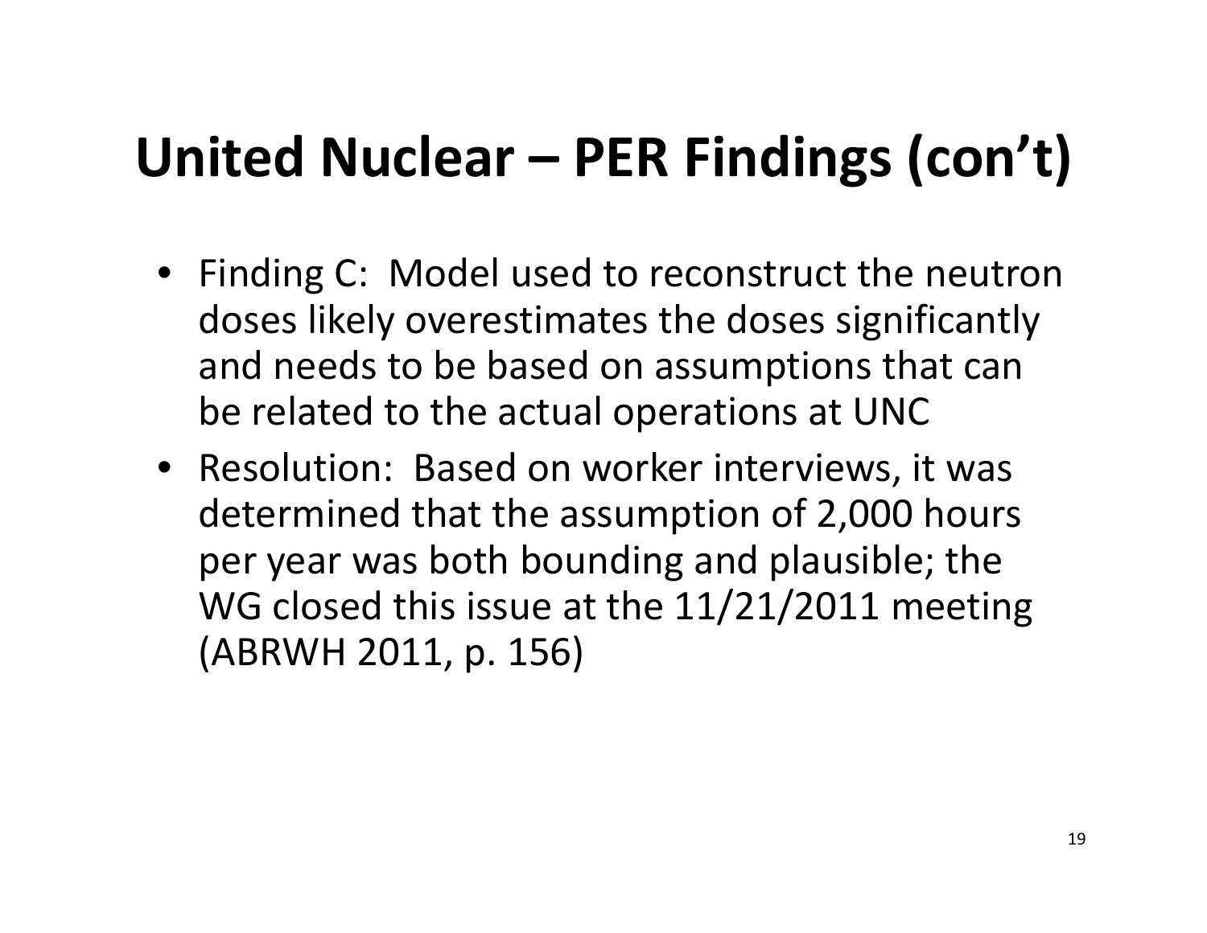# United Nuclear – PER Findings (con't)

- Finding C: Model used to reconstruct the neutron doses likely overestimates the doses significantly and needs to be based on assumptions that can be related to the actual operations at UNC
- Resolution: Based on worker interviews, it was determined that the assumption of 2,000 hours per year was both bounding and plausible; the WG closed this issue at the 11/21/2011 meeting (ABRWH 2011, p. 156)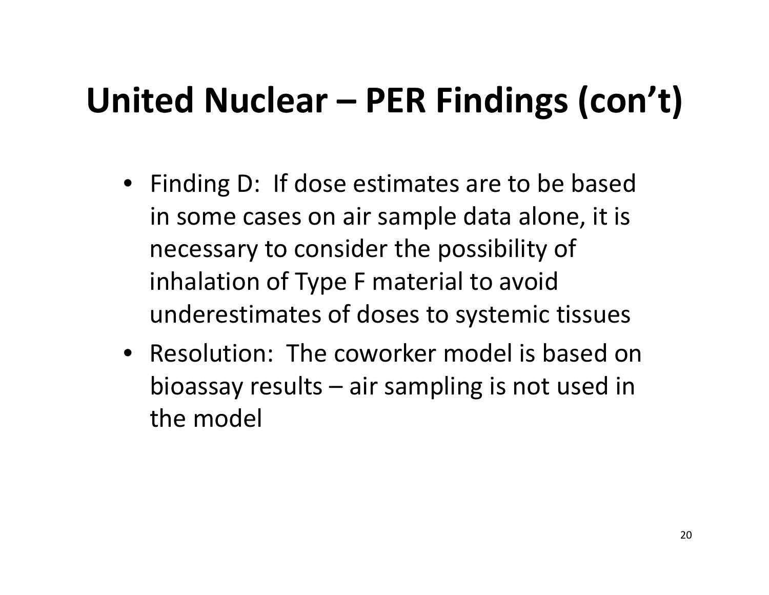# United Nuclear – PER Findings (con't)

- Finding D: If dose estimates are to be based in some cases on air sample data alone, it is necessary to consider the possibility of inhalation of Type F material to avoid underestimates of doses to systemic tissues
- Resolution: The coworker model is based on bioassay results – air sampling is not used in the model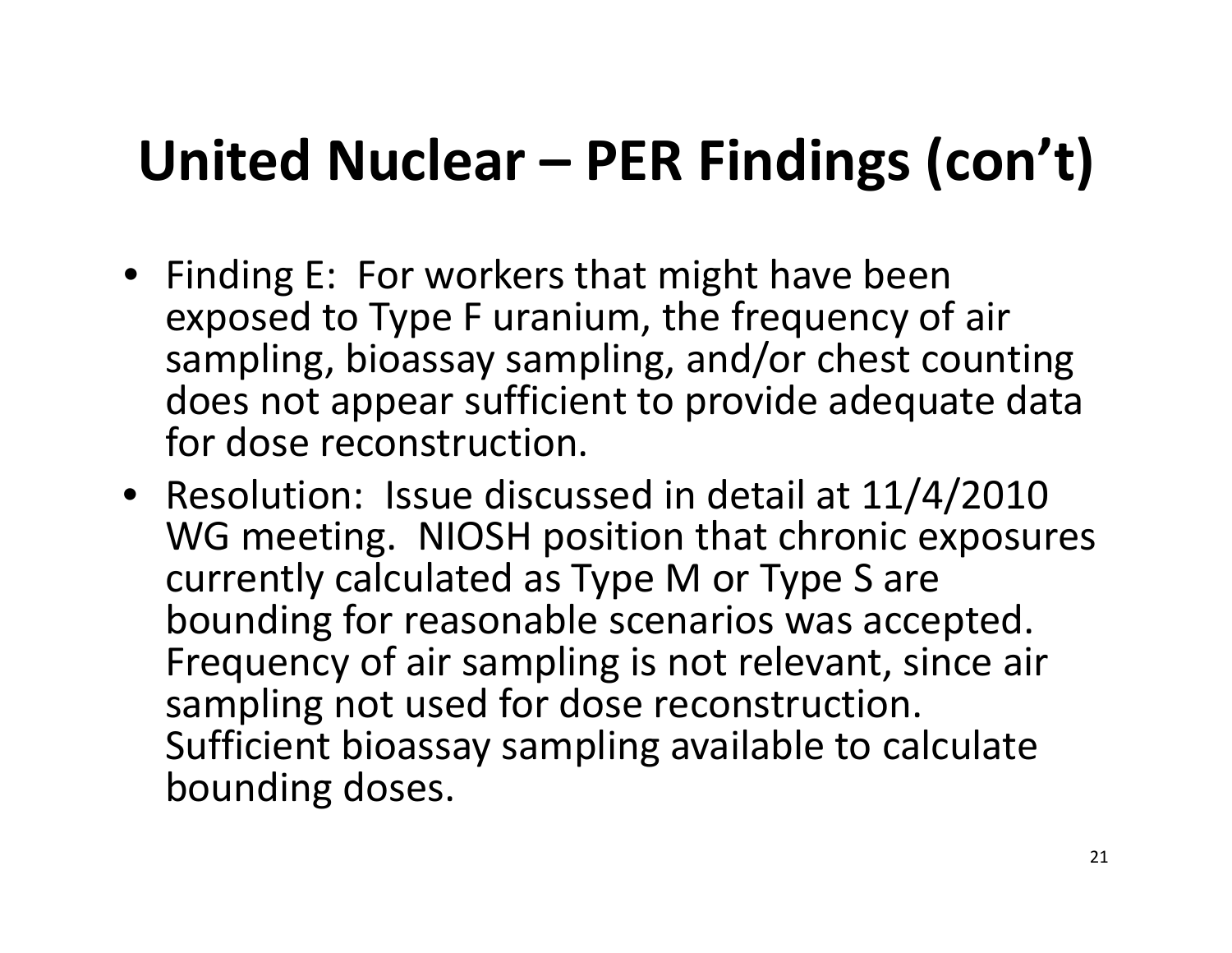# United Nuclear – PER Findings (con't)

- Finding E: For workers that might have been exposed to Type F uranium, the frequency of air sampling, bioassay sampling, and/or chest counting does not appear sufficient to provide adequate data for dose reconstruction.
- Resolution: Issue discussed in detail at 11/4/2010 WG meeting. NIOSH position that chronic exposures currently calculated as Type M or Type S are bounding for reasonable scenarios was accepted. Frequency of air sampling is not relevant, since air sampling not used for dose reconstruction. Sufficient bioassay sampling available to calculate bounding doses.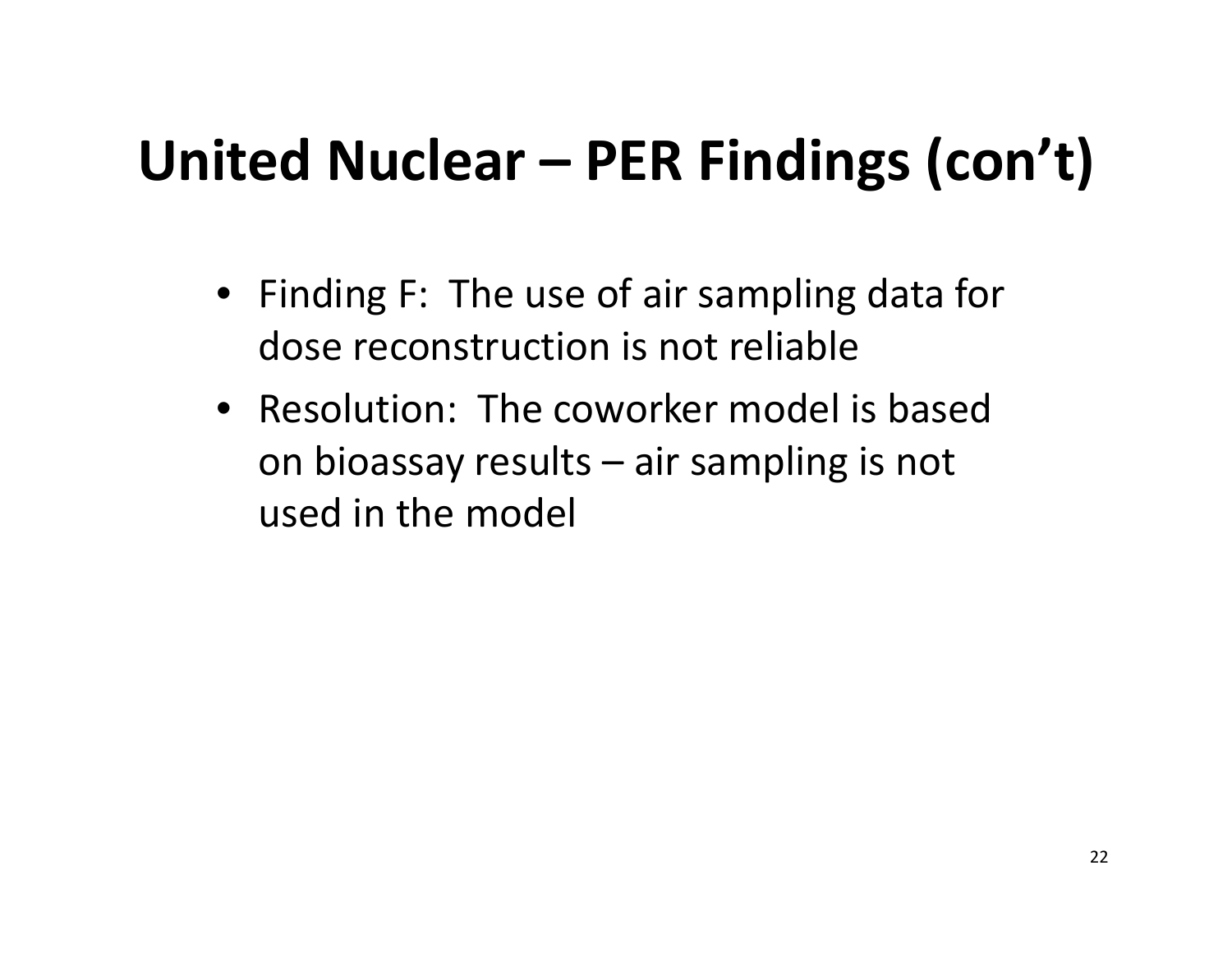# United Nuclear – PER Findings (con't)

- Finding F: The use of air sampling data for dose reconstruction is not reliable
- Resolution: The coworker model is based on bioassay results – air sampling is not used in the model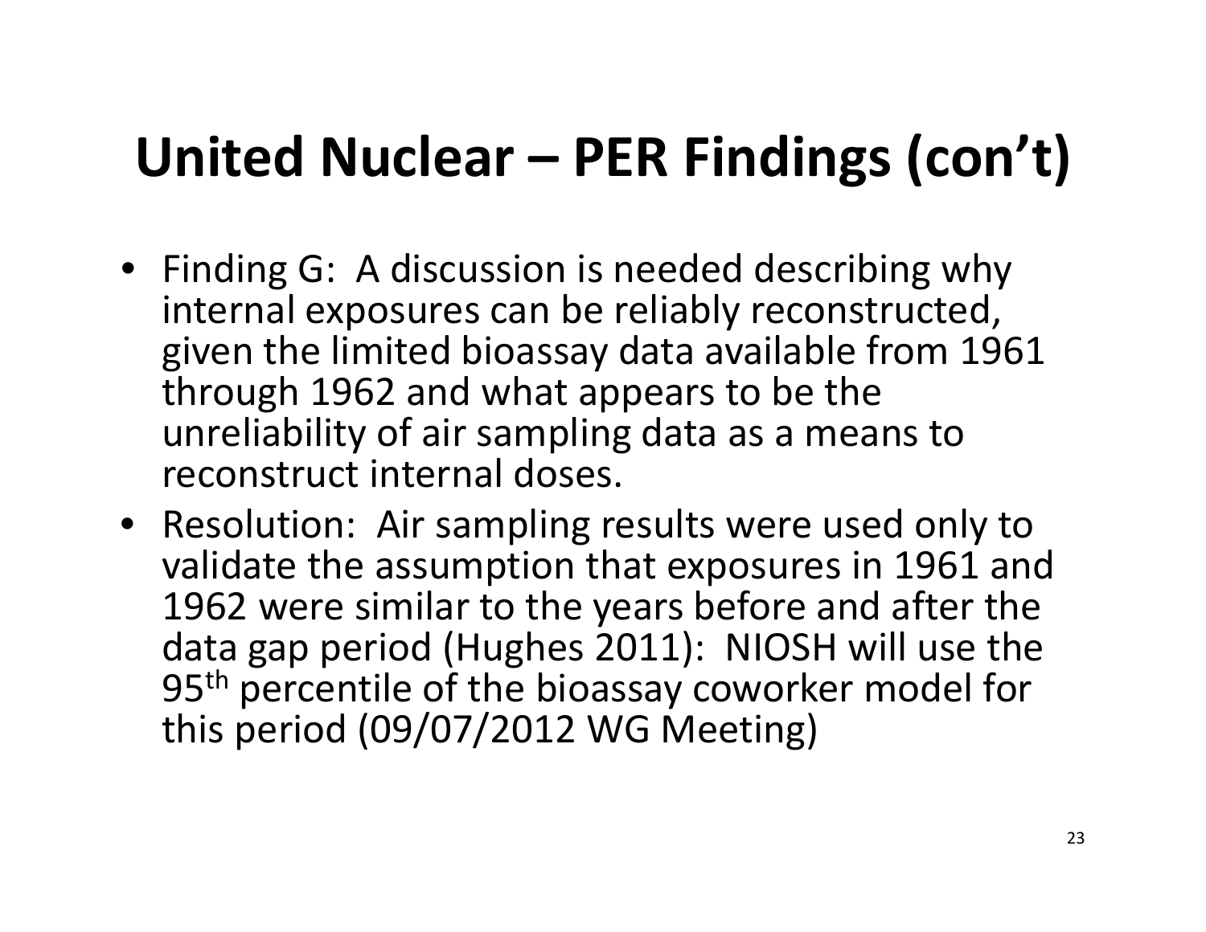# United Nuclear – PER Findings (con't)

- Finding G: A discussion is needed describing why internal exposures can be reliably reconstructed, given the limited bioassay data available from 1961 through 1962 and what appears to be the unreliability of air sampling data as a means to reconstruct internal doses.
- Resolution: Air sampling results were used only to validate the assumption that exposures in 1961 and 1962 were similar to the years before and after the data gap period (Hughes 2011): NIOSH will use the 95$^{th}$ percentile of the bioassay coworker model for this period (09/07/2012 WG Meeting)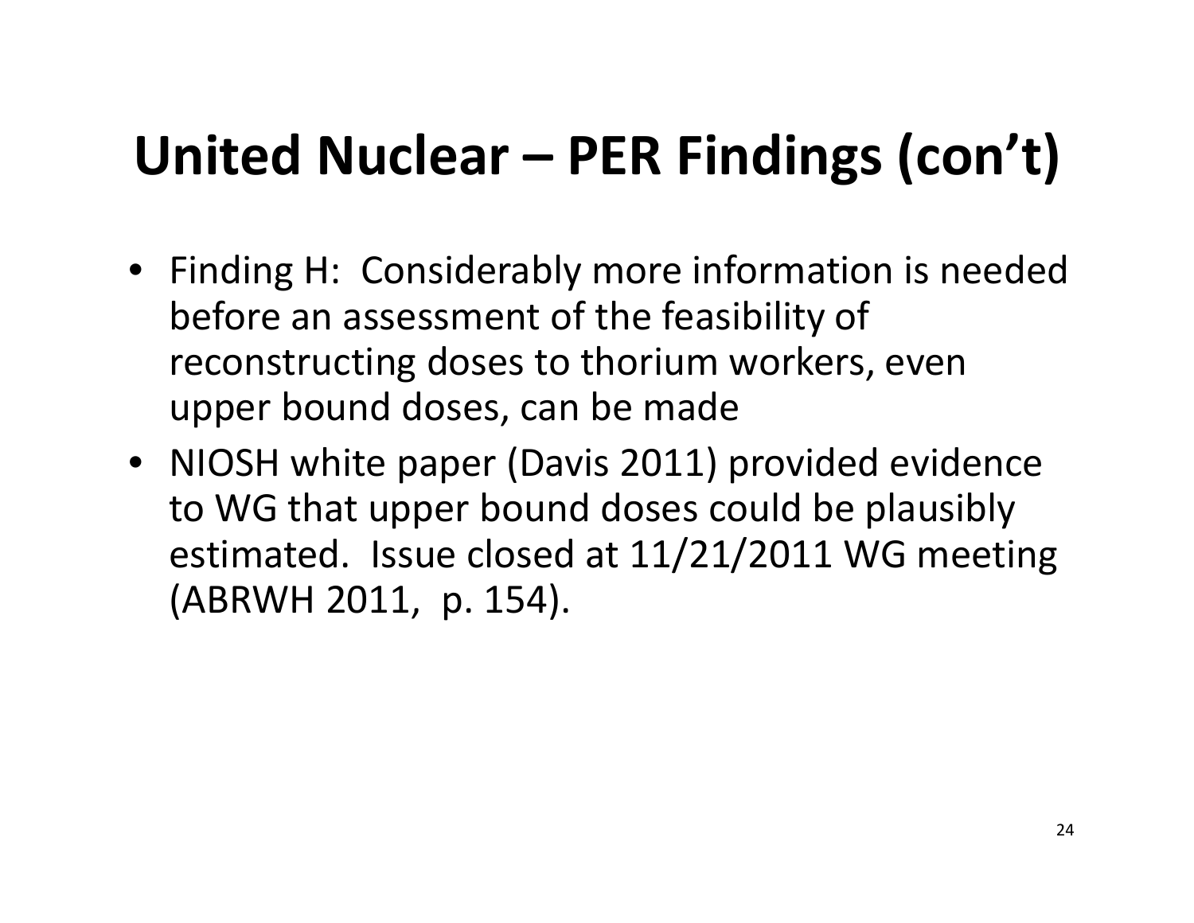# United Nuclear – PER Findings (con't)

- Finding H: Considerably more information is needed before an assessment of the feasibility of reconstructing doses to thorium workers, even upper bound doses, can be made
- NIOSH white paper (Davis 2011) provided evidence to WG that upper bound doses could be plausibly estimated. Issue closed at 11/21/2011 WG meeting (ABRWH 2011, p. 154).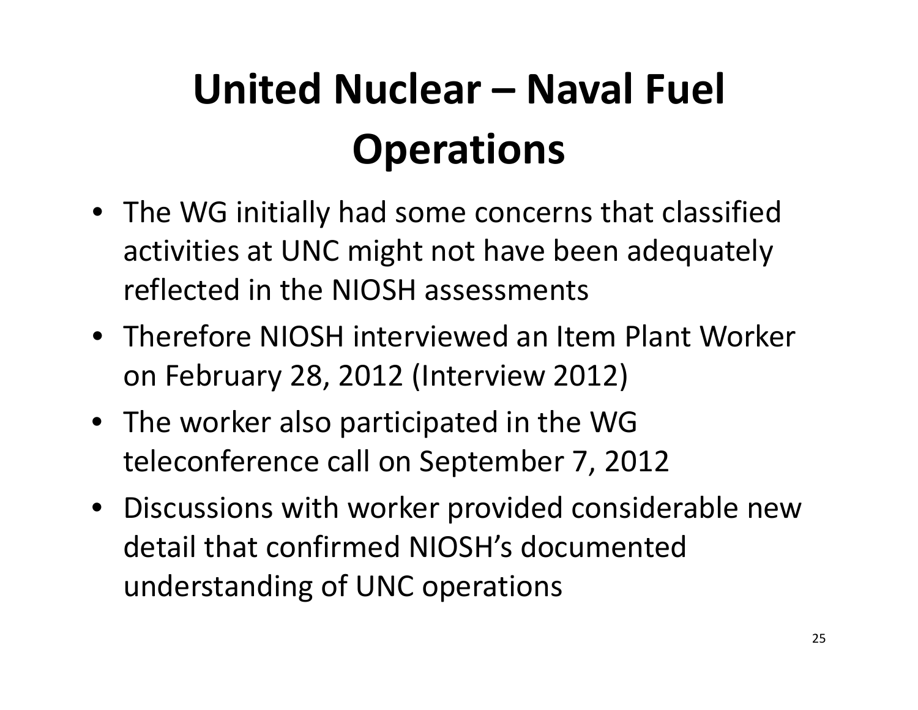# United Nuclear – Naval Fuel Operations

- The WG initially had some concerns that classified activities at UNC might not have been adequately reflected in the NIOSH assessments
- Therefore NIOSH interviewed an Item Plant Worker on February 28, 2012 (Interview 2012)
- The worker also participated in the WG teleconference call on September 7, 2012
- Discussions with worker provided considerable new detail that confirmed NIOSH's documented understanding of UNC operations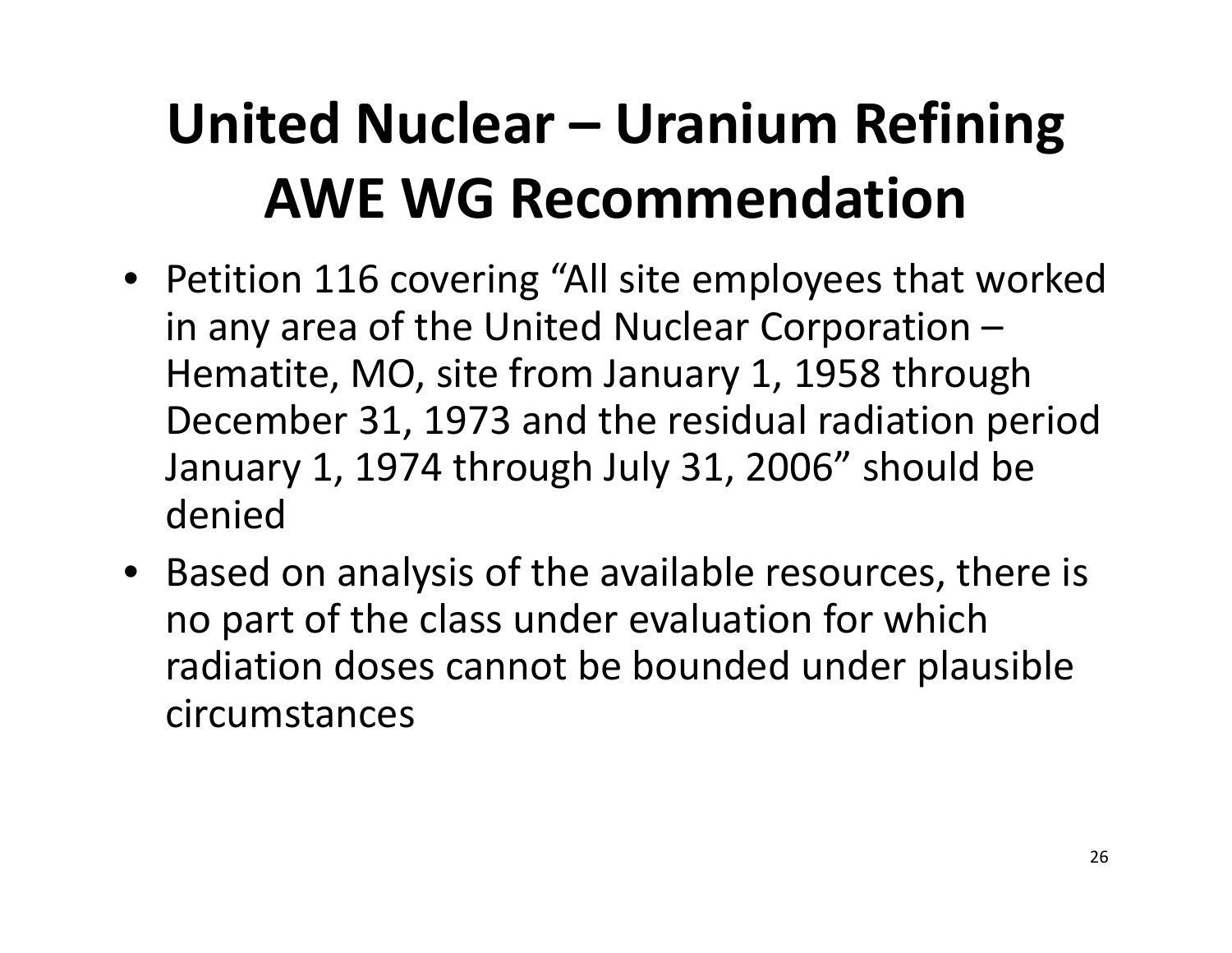# United Nuclear – Uranium Refining AWE WG Recommendation

- Petition 116 covering "All site employees that worked in any area of the United Nuclear Corporation – Hematite, MO, site from January 1, 1958 through December 31, 1973 and the residual radiation period January 1, 1974 through July 31, 2006" should be denied
- Based on analysis of the available resources, there is no part of the class under evaluation for which radiation doses cannot be bounded under plausible circumstances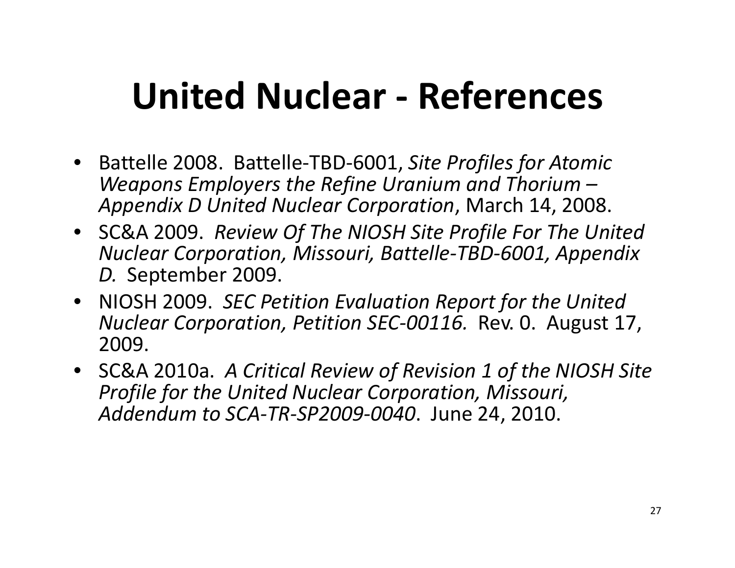# United Nuclear - References

- Battelle 2008. Battelle-TBD-6001, *Site Profiles for Atomic Weapons Employers the Refine Uranium and Thorium – Appendix D United Nuclear Corporation*, March 14, 2008.
- SC&A 2009. *Review Of The NIOSH Site Profile For The United Nuclear Corporation, Missouri, Battelle-TBD-6001, Appendix D.* September 2009.
- NIOSH 2009. *SEC Petition Evaluation Report for the United Nuclear Corporation, Petition SEC-00116.* Rev. 0. August 17, 2009.
- SC&A 2010a. *A Critical Review of Revision 1 of the NIOSH Site Profile for the United Nuclear Corporation, Missouri, Addendum to SCA-TR-SP2009-0040*. June 24, 2010.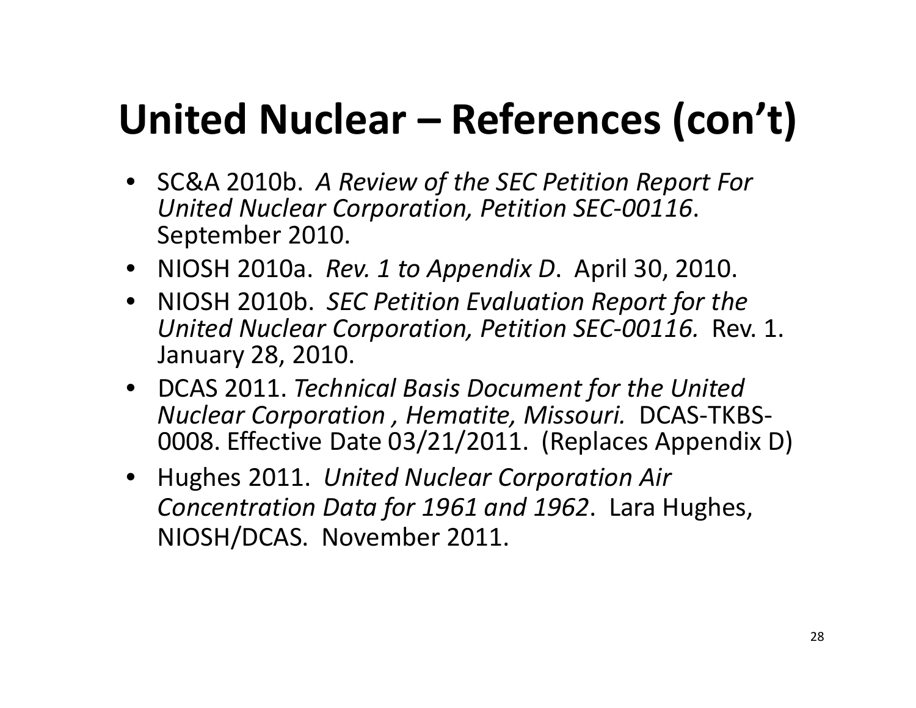# United Nuclear – References (con't)

- SC&A 2010b. *A Review of the SEC Petition Report For United Nuclear Corporation, Petition SEC-00116*. September 2010.
- NIOSH 2010a. *Rev. 1 to Appendix D*. April 30, 2010.
- NIOSH 2010b. *SEC Petition Evaluation Report for the United Nuclear Corporation, Petition SEC-00116.* Rev. 1. January 28, 2010.
- DCAS 2011. *Technical Basis Document for the United Nuclear Corporation , Hematite, Missouri.* DCAS-TKBS-0008. Effective Date 03/21/2011. (Replaces Appendix D)
- Hughes 2011. *United Nuclear Corporation Air Concentration Data for 1961 and 1962*. Lara Hughes, NIOSH/DCAS. November 2011.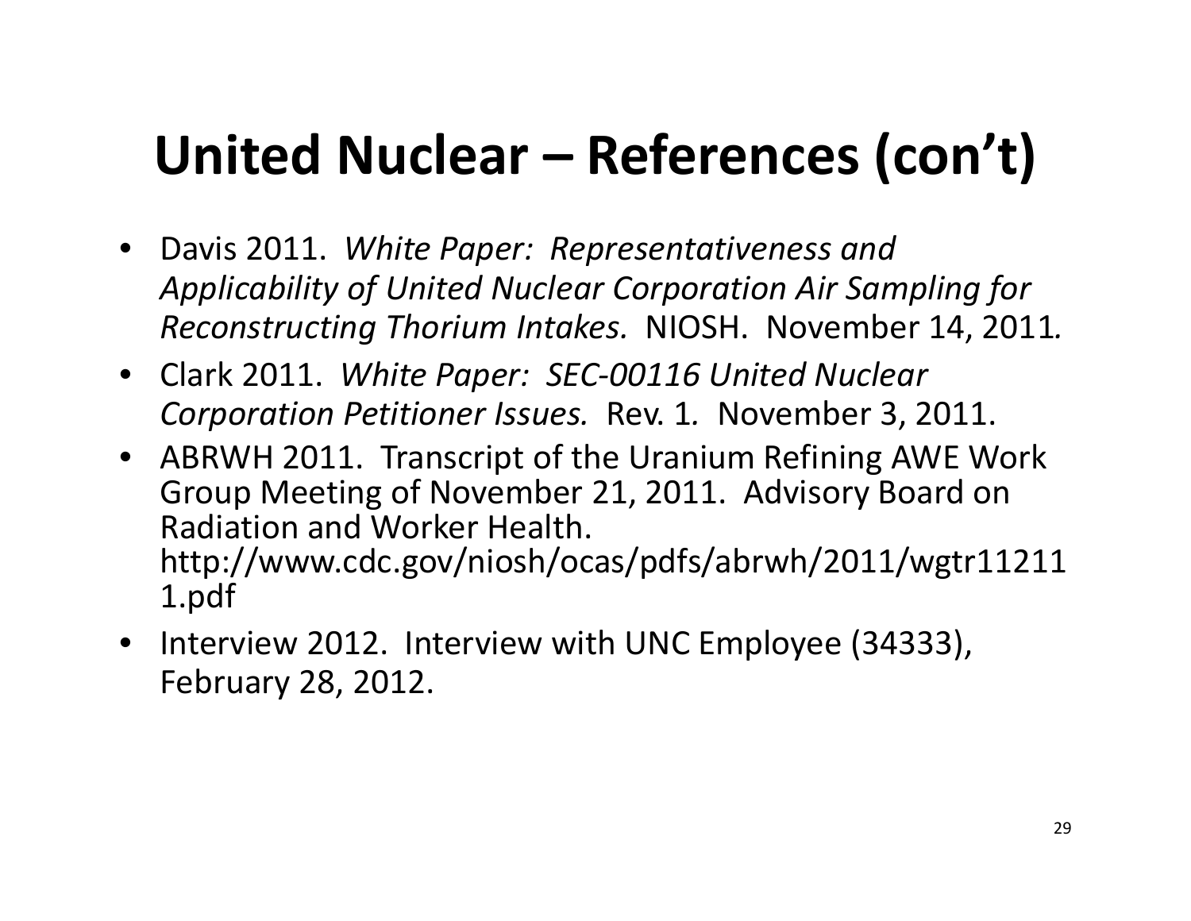# United Nuclear – References (con't)

- Davis 2011. *White Paper: Representativeness and Applicability of United Nuclear Corporation Air Sampling for Reconstructing Thorium Intakes.* NIOSH. November 14, 2011.
- Clark 2011. *White Paper: SEC-00116 United Nuclear Corporation Petitioner Issues.* Rev. 1. November 3, 2011.
- ABRWH 2011. Transcript of the Uranium Refining AWE Work Group Meeting of November 21, 2011. Advisory Board on Radiation and Worker Health. http://www.cdc.gov/niosh/ocas/pdfs/abrwh/2011/wgtr112111.pdf
- Interview 2012. Interview with UNC Employee (34333), February 28, 2012.